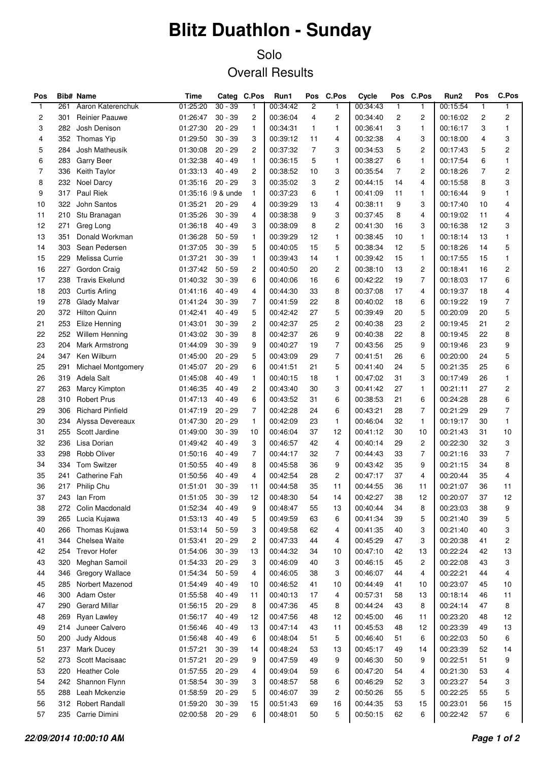# Blitz Duathlon - Sunday

## Solo

## Overall Results

| Pos | Bib# | Name | Time | Categ | C.Pos | Run1 | Pos | C.Pos | Cycle | Pos | C.Pos | Run2 | Pos | C.Pos |
|---|---|---|---|---|---|---|---|---|---|---|---|---|---|---|
| 1 | 261 | Aaron Katerenchuk | 01:25:20 | 30 - 39 | 1 | 00:34:42 | 2 | 1 | 00:34:43 | 1 | 1 | 00:15:54 | 1 | 1 |
| 2 | 301 | Reinier Paauwe | 01:26:47 | 30 - 39 | 2 | 00:36:04 | 4 | 2 | 00:34:40 | 2 | 2 | 00:16:02 | 2 | 2 |
| 3 | 282 | Josh Denison | 01:27:30 | 20 - 29 | 1 | 00:34:31 | 1 | 1 | 00:36:41 | 3 | 1 | 00:16:17 | 3 | 1 |
| 4 | 352 | Thomas Yip | 01:29:50 | 30 - 39 | 3 | 00:39:12 | 11 | 4 | 00:32:38 | 4 | 3 | 00:18:00 | 4 | 3 |
| 5 | 284 | Josh Matheusik | 01:30:08 | 20 - 29 | 2 | 00:37:32 | 7 | 3 | 00:34:53 | 5 | 2 | 00:17:43 | 5 | 2 |
| 6 | 283 | Garry Beer | 01:32:38 | 40 - 49 | 1 | 00:36:15 | 5 | 1 | 00:38:27 | 6 | 1 | 00:17:54 | 6 | 1 |
| 7 | 336 | Keith Taylor | 01:33:13 | 40 - 49 | 2 | 00:38:52 | 10 | 3 | 00:35:54 | 7 | 2 | 00:18:26 | 7 | 2 |
| 8 | 232 | Noel Darcy | 01:35:16 | 20 - 29 | 3 | 00:35:02 | 3 | 2 | 00:44:15 | 14 | 4 | 00:15:58 | 8 | 3 |
| 9 | 317 | Paul Riek | 01:35:16 | 19 & unde | 1 | 00:37:23 | 6 | 1 | 00:41:09 | 11 | 1 | 00:16:44 | 9 | 1 |
| 10 | 322 | John Santos | 01:35:21 | 20 - 29 | 4 | 00:39:29 | 13 | 4 | 00:38:11 | 9 | 3 | 00:17:40 | 10 | 4 |
| 11 | 210 | Stu Branagan | 01:35:26 | 30 - 39 | 4 | 00:38:38 | 9 | 3 | 00:37:45 | 8 | 4 | 00:19:02 | 11 | 4 |
| 12 | 271 | Greg Long | 01:36:18 | 40 - 49 | 3 | 00:38:09 | 8 | 2 | 00:41:30 | 16 | 3 | 00:16:38 | 12 | 3 |
| 13 | 351 | Donald Workman | 01:36:28 | 50 - 59 | 1 | 00:39:29 | 12 | 1 | 00:38:45 | 10 | 1 | 00:18:14 | 13 | 1 |
| 14 | 303 | Sean Pedersen | 01:37:05 | 30 - 39 | 5 | 00:40:05 | 15 | 5 | 00:38:34 | 12 | 5 | 00:18:26 | 14 | 5 |
| 15 | 229 | Melissa Currie | 01:37:21 | 30 - 39 | 1 | 00:39:43 | 14 | 1 | 00:39:42 | 15 | 1 | 00:17:55 | 15 | 1 |
| 16 | 227 | Gordon Craig | 01:37:42 | 50 - 59 | 2 | 00:40:50 | 20 | 2 | 00:38:10 | 13 | 2 | 00:18:41 | 16 | 2 |
| 17 | 238 | Travis Ekelund | 01:40:32 | 30 - 39 | 6 | 00:40:06 | 16 | 6 | 00:42:22 | 19 | 7 | 00:18:03 | 17 | 6 |
| 18 | 203 | Curtis Arling | 01:41:16 | 40 - 49 | 4 | 00:44:30 | 33 | 8 | 00:37:08 | 17 | 4 | 00:19:37 | 18 | 4 |
| 19 | 278 | Glady Malvar | 01:41:24 | 30 - 39 | 7 | 00:41:59 | 22 | 8 | 00:40:02 | 18 | 6 | 00:19:22 | 19 | 7 |
| 20 | 372 | Hilton Quinn | 01:42:41 | 40 - 49 | 5 | 00:42:42 | 27 | 5 | 00:39:49 | 20 | 5 | 00:20:09 | 20 | 5 |
| 21 | 253 | Elize Henning | 01:43:01 | 30 - 39 | 2 | 00:42:37 | 25 | 2 | 00:40:38 | 23 | 2 | 00:19:45 | 21 | 2 |
| 22 | 252 | Willem Henning | 01:43:02 | 30 - 39 | 8 | 00:42:37 | 26 | 9 | 00:40:38 | 22 | 8 | 00:19:45 | 22 | 8 |
| 23 | 204 | Mark Armstrong | 01:44:09 | 30 - 39 | 9 | 00:40:27 | 19 | 7 | 00:43:56 | 25 | 9 | 00:19:46 | 23 | 9 |
| 24 | 347 | Ken Wilburn | 01:45:00 | 20 - 29 | 5 | 00:43:09 | 29 | 7 | 00:41:51 | 26 | 6 | 00:20:00 | 24 | 5 |
| 25 | 291 | Michael Montgomery | 01:45:07 | 20 - 29 | 6 | 00:41:51 | 21 | 5 | 00:41:40 | 24 | 5 | 00:21:35 | 25 | 6 |
| 26 | 319 | Adela Salt | 01:45:08 | 40 - 49 | 1 | 00:40:15 | 18 | 1 | 00:47:02 | 31 | 3 | 00:17:49 | 26 | 1 |
| 27 | 263 | Marcy Kimpton | 01:46:35 | 40 - 49 | 2 | 00:43:40 | 30 | 3 | 00:41:42 | 27 | 1 | 00:21:11 | 27 | 2 |
| 28 | 310 | Robert Prus | 01:47:13 | 40 - 49 | 6 | 00:43:52 | 31 | 6 | 00:38:53 | 21 | 6 | 00:24:28 | 28 | 6 |
| 29 | 306 | Richard Pinfield | 01:47:19 | 20 - 29 | 7 | 00:42:28 | 24 | 6 | 00:43:21 | 28 | 7 | 00:21:29 | 29 | 7 |
| 30 | 234 | Alyssa Devereaux | 01:47:30 | 20 - 29 | 1 | 00:42:09 | 23 | 1 | 00:46:04 | 32 | 1 | 00:19:17 | 30 | 1 |
| 31 | 255 | Scott Jardine | 01:49:00 | 30 - 39 | 10 | 00:46:04 | 37 | 12 | 00:41:12 | 30 | 10 | 00:21:43 | 31 | 10 |
| 32 | 236 | Lisa Dorian | 01:49:42 | 40 - 49 | 3 | 00:46:57 | 42 | 4 | 00:40:14 | 29 | 2 | 00:22:30 | 32 | 3 |
| 33 | 298 | Robb Oliver | 01:50:16 | 40 - 49 | 7 | 00:44:17 | 32 | 7 | 00:44:43 | 33 | 7 | 00:21:16 | 33 | 7 |
| 34 | 334 | Tom Switzer | 01:50:55 | 40 - 49 | 8 | 00:45:58 | 36 | 9 | 00:43:42 | 35 | 9 | 00:21:15 | 34 | 8 |
| 35 | 241 | Catherine Fah | 01:50:56 | 40 - 49 | 4 | 00:42:54 | 28 | 2 | 00:47:17 | 37 | 4 | 00:20:44 | 35 | 4 |
| 36 | 217 | Philip Chu | 01:51:01 | 30 - 39 | 11 | 00:44:58 | 35 | 11 | 00:44:55 | 36 | 11 | 00:21:07 | 36 | 11 |
| 37 | 243 | Ian From | 01:51:05 | 30 - 39 | 12 | 00:48:30 | 54 | 14 | 00:42:27 | 38 | 12 | 00:20:07 | 37 | 12 |
| 38 | 272 | Colin Macdonald | 01:52:34 | 40 - 49 | 9 | 00:48:47 | 55 | 13 | 00:40:44 | 34 | 8 | 00:23:03 | 38 | 9 |
| 39 | 265 | Lucia Kujawa | 01:53:13 | 40 - 49 | 5 | 00:49:59 | 63 | 6 | 00:41:34 | 39 | 5 | 00:21:40 | 39 | 5 |
| 40 | 266 | Thomas Kujawa | 01:53:14 | 50 - 59 | 3 | 00:49:58 | 62 | 4 | 00:41:35 | 40 | 3 | 00:21:40 | 40 | 3 |
| 41 | 344 | Chelsea Waite | 01:53:41 | 20 - 29 | 2 | 00:47:33 | 44 | 4 | 00:45:29 | 47 | 3 | 00:20:38 | 41 | 2 |
| 42 | 254 | Trevor Hofer | 01:54:06 | 30 - 39 | 13 | 00:44:32 | 34 | 10 | 00:47:10 | 42 | 13 | 00:22:24 | 42 | 13 |
| 43 | 320 | Meghan Samoil | 01:54:33 | 20 - 29 | 3 | 00:46:09 | 40 | 3 | 00:46:15 | 45 | 2 | 00:22:08 | 43 | 3 |
| 44 | 346 | Gregory Wallace | 01:54:34 | 50 - 59 | 4 | 00:46:05 | 38 | 3 | 00:46:07 | 44 | 4 | 00:22:21 | 44 | 4 |
| 45 | 285 | Norbert Mazenod | 01:54:49 | 40 - 49 | 10 | 00:46:52 | 41 | 10 | 00:44:49 | 41 | 10 | 00:23:07 | 45 | 10 |
| 46 | 300 | Adam Oster | 01:55:58 | 40 - 49 | 11 | 00:40:13 | 17 | 4 | 00:57:31 | 58 | 13 | 00:18:14 | 46 | 11 |
| 47 | 290 | Gerard Millar | 01:56:15 | 20 - 29 | 8 | 00:47:36 | 45 | 8 | 00:44:24 | 43 | 8 | 00:24:14 | 47 | 8 |
| 48 | 269 | Ryan Lawley | 01:56:17 | 40 - 49 | 12 | 00:47:56 | 48 | 12 | 00:45:00 | 46 | 11 | 00:23:20 | 48 | 12 |
| 49 | 214 | Juneer Calvero | 01:56:46 | 40 - 49 | 13 | 00:47:14 | 43 | 11 | 00:45:53 | 48 | 12 | 00:23:39 | 49 | 13 |
| 50 | 200 | Judy Aldous | 01:56:48 | 40 - 49 | 6 | 00:48:04 | 51 | 5 | 00:46:40 | 51 | 6 | 00:22:03 | 50 | 6 |
| 51 | 237 | Mark Ducey | 01:57:21 | 30 - 39 | 14 | 00:48:24 | 53 | 13 | 00:45:17 | 49 | 14 | 00:23:39 | 52 | 14 |
| 52 | 273 | Scott Macisaac | 01:57:21 | 20 - 29 | 9 | 00:47:59 | 49 | 9 | 00:46:30 | 50 | 9 | 00:22:51 | 51 | 9 |
| 53 | 220 | Heather Cole | 01:57:55 | 20 - 29 | 4 | 00:49:04 | 59 | 6 | 00:47:20 | 54 | 4 | 00:21:30 | 53 | 4 |
| 54 | 242 | Shannon Flynn | 01:58:54 | 30 - 39 | 3 | 00:48:57 | 58 | 6 | 00:46:29 | 52 | 3 | 00:23:27 | 54 | 3 |
| 55 | 288 | Leah Mckenzie | 01:58:59 | 20 - 29 | 5 | 00:46:07 | 39 | 2 | 00:50:26 | 55 | 5 | 00:22:25 | 55 | 5 |
| 56 | 312 | Robert Randall | 01:59:20 | 30 - 39 | 15 | 00:51:43 | 69 | 16 | 00:44:35 | 53 | 15 | 00:23:01 | 56 | 15 |
| 57 | 235 | Carrie Dimini | 02:00:58 | 20 - 29 | 6 | 00:48:01 | 50 | 5 | 00:50:15 | 62 | 6 | 00:22:42 | 57 | 6 |

*22/09/2014 10:00:10 AM*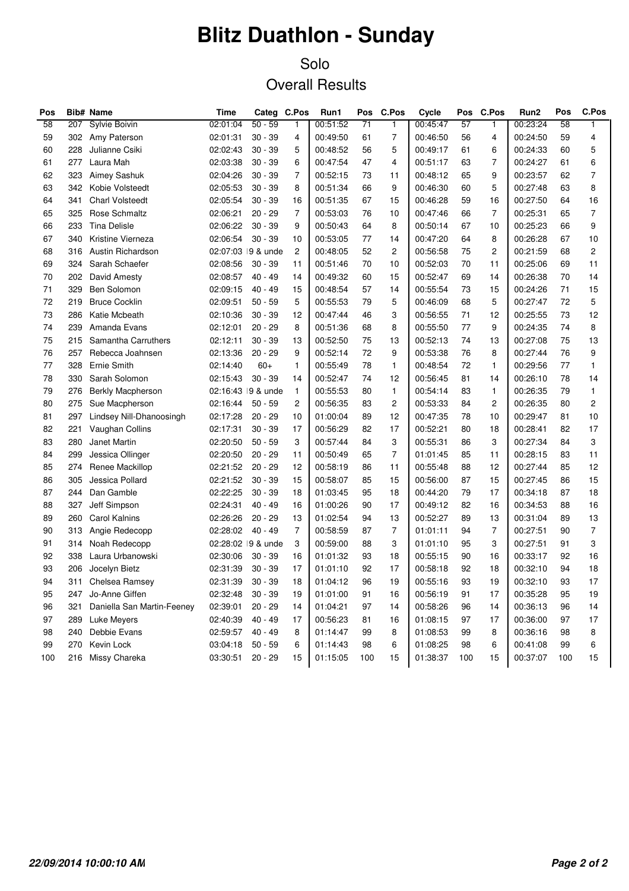# Blitz Duathlon - Sunday

## Solo

## Overall Results

| Pos | Bib# | Name | Time | Categ | C.Pos | Run1 | Pos | C.Pos | Cycle | Pos | C.Pos | Run2 | Pos | C.Pos |
|---|---|---|---|---|---|---|---|---|---|---|---|---|---|---|
| 58 | 207 | Sylvie Boivin | 02:01:04 | 50 - 59 | 1 | 00:51:52 | 71 | 1 | 00:45:47 | 57 | 1 | 00:23:24 | 58 | 1 |
| 59 | 302 | Amy Paterson | 02:01:31 | 30 - 39 | 4 | 00:49:50 | 61 | 7 | 00:46:50 | 56 | 4 | 00:24:50 | 59 | 4 |
| 60 | 228 | Julianne Csiki | 02:02:43 | 30 - 39 | 5 | 00:48:52 | 56 | 5 | 00:49:17 | 61 | 6 | 00:24:33 | 60 | 5 |
| 61 | 277 | Laura Mah | 02:03:38 | 30 - 39 | 6 | 00:47:54 | 47 | 4 | 00:51:17 | 63 | 7 | 00:24:27 | 61 | 6 |
| 62 | 323 | Aimey Sashuk | 02:04:26 | 30 - 39 | 7 | 00:52:15 | 73 | 11 | 00:48:12 | 65 | 9 | 00:23:57 | 62 | 7 |
| 63 | 342 | Kobie Volsteedt | 02:05:53 | 30 - 39 | 8 | 00:51:34 | 66 | 9 | 00:46:30 | 60 | 5 | 00:27:48 | 63 | 8 |
| 64 | 341 | Charl Volsteedt | 02:05:54 | 30 - 39 | 16 | 00:51:35 | 67 | 15 | 00:46:28 | 59 | 16 | 00:27:50 | 64 | 16 |
| 65 | 325 | Rose Schmaltz | 02:06:21 | 20 - 29 | 7 | 00:53:03 | 76 | 10 | 00:47:46 | 66 | 7 | 00:25:31 | 65 | 7 |
| 66 | 233 | Tina Delisle | 02:06:22 | 30 - 39 | 9 | 00:50:43 | 64 | 8 | 00:50:14 | 67 | 10 | 00:25:23 | 66 | 9 |
| 67 | 340 | Kristine Vierneza | 02:06:54 | 30 - 39 | 10 | 00:53:05 | 77 | 14 | 00:47:20 | 64 | 8 | 00:26:28 | 67 | 10 |
| 68 | 316 | Austin Richardson | 02:07:03 | 19 & unde | 2 | 00:48:05 | 52 | 2 | 00:56:58 | 75 | 2 | 00:21:59 | 68 | 2 |
| 69 | 324 | Sarah Schaefer | 02:08:56 | 30 - 39 | 11 | 00:51:46 | 70 | 10 | 00:52:03 | 70 | 11 | 00:25:06 | 69 | 11 |
| 70 | 202 | David Amesty | 02:08:57 | 40 - 49 | 14 | 00:49:32 | 60 | 15 | 00:52:47 | 69 | 14 | 00:26:38 | 70 | 14 |
| 71 | 329 | Ben Solomon | 02:09:15 | 40 - 49 | 15 | 00:48:54 | 57 | 14 | 00:55:54 | 73 | 15 | 00:24:26 | 71 | 15 |
| 72 | 219 | Bruce Cocklin | 02:09:51 | 50 - 59 | 5 | 00:55:53 | 79 | 5 | 00:46:09 | 68 | 5 | 00:27:47 | 72 | 5 |
| 73 | 286 | Katie Mcbeath | 02:10:36 | 30 - 39 | 12 | 00:47:44 | 46 | 3 | 00:56:55 | 71 | 12 | 00:25:55 | 73 | 12 |
| 74 | 239 | Amanda Evans | 02:12:01 | 20 - 29 | 8 | 00:51:36 | 68 | 8 | 00:55:50 | 77 | 9 | 00:24:35 | 74 | 8 |
| 75 | 215 | Samantha Carruthers | 02:12:11 | 30 - 39 | 13 | 00:52:50 | 75 | 13 | 00:52:13 | 74 | 13 | 00:27:08 | 75 | 13 |
| 76 | 257 | Rebecca Joahnsen | 02:13:36 | 20 - 29 | 9 | 00:52:14 | 72 | 9 | 00:53:38 | 76 | 8 | 00:27:44 | 76 | 9 |
| 77 | 328 | Ernie Smith | 02:14:40 | 60+ | 1 | 00:55:49 | 78 | 1 | 00:48:54 | 72 | 1 | 00:29:56 | 77 | 1 |
| 78 | 330 | Sarah Solomon | 02:15:43 | 30 - 39 | 14 | 00:52:47 | 74 | 12 | 00:56:45 | 81 | 14 | 00:26:10 | 78 | 14 |
| 79 | 276 | Berkly Macpherson | 02:16:43 | 19 & unde | 1 | 00:55:53 | 80 | 1 | 00:54:14 | 83 | 1 | 00:26:35 | 79 | 1 |
| 80 | 275 | Sue Macpherson | 02:16:44 | 50 - 59 | 2 | 00:55:36 | 83 | 2 | 00:53:33 | 84 | 2 | 00:26:35 | 80 | 2 |
| 81 | 297 | Lindsey Nill-Dhanoosingh | 02:17:28 | 20 - 29 | 10 | 01:00:04 | 89 | 12 | 00:47:35 | 78 | 10 | 00:29:47 | 81 | 10 |
| 82 | 221 | Vaughan Collins | 02:17:31 | 30 - 39 | 17 | 00:56:29 | 82 | 17 | 00:52:21 | 80 | 18 | 00:28:41 | 82 | 17 |
| 83 | 280 | Janet Martin | 02:20:50 | 50 - 59 | 3 | 00:57:44 | 84 | 3 | 00:55:31 | 86 | 3 | 00:27:34 | 84 | 3 |
| 84 | 299 | Jessica Ollinger | 02:20:50 | 20 - 29 | 11 | 00:50:49 | 65 | 7 | 01:01:45 | 85 | 11 | 00:28:15 | 83 | 11 |
| 85 | 274 | Renee Mackillop | 02:21:52 | 20 - 29 | 12 | 00:58:19 | 86 | 11 | 00:55:48 | 88 | 12 | 00:27:44 | 85 | 12 |
| 86 | 305 | Jessica Pollard | 02:21:52 | 30 - 39 | 15 | 00:58:07 | 85 | 15 | 00:56:00 | 87 | 15 | 00:27:45 | 86 | 15 |
| 87 | 244 | Dan Gamble | 02:22:25 | 30 - 39 | 18 | 01:03:45 | 95 | 18 | 00:44:20 | 79 | 17 | 00:34:18 | 87 | 18 |
| 88 | 327 | Jeff Simpson | 02:24:31 | 40 - 49 | 16 | 01:00:26 | 90 | 17 | 00:49:12 | 82 | 16 | 00:34:53 | 88 | 16 |
| 89 | 260 | Carol Kalnins | 02:26:26 | 20 - 29 | 13 | 01:02:54 | 94 | 13 | 00:52:27 | 89 | 13 | 00:31:04 | 89 | 13 |
| 90 | 313 | Angie Redecopp | 02:28:02 | 40 - 49 | 7 | 00:58:59 | 87 | 7 | 01:01:11 | 94 | 7 | 00:27:51 | 90 | 7 |
| 91 | 314 | Noah Redecopp | 02:28:02 | 19 & unde | 3 | 00:59:00 | 88 | 3 | 01:01:10 | 95 | 3 | 00:27:51 | 91 | 3 |
| 92 | 338 | Laura Urbanowski | 02:30:06 | 30 - 39 | 16 | 01:01:32 | 93 | 18 | 00:55:15 | 90 | 16 | 00:33:17 | 92 | 16 |
| 93 | 206 | Jocelyn Bietz | 02:31:39 | 30 - 39 | 17 | 01:01:10 | 92 | 17 | 00:58:18 | 92 | 18 | 00:32:10 | 94 | 18 |
| 94 | 311 | Chelsea Ramsey | 02:31:39 | 30 - 39 | 18 | 01:04:12 | 96 | 19 | 00:55:16 | 93 | 19 | 00:32:10 | 93 | 17 |
| 95 | 247 | Jo-Anne Giffen | 02:32:48 | 30 - 39 | 19 | 01:01:00 | 91 | 16 | 00:56:19 | 91 | 17 | 00:35:28 | 95 | 19 |
| 96 | 321 | Daniella San Martin-Feeney | 02:39:01 | 20 - 29 | 14 | 01:04:21 | 97 | 14 | 00:58:26 | 96 | 14 | 00:36:13 | 96 | 14 |
| 97 | 289 | Luke Meyers | 02:40:39 | 40 - 49 | 17 | 00:56:23 | 81 | 16 | 01:08:15 | 97 | 17 | 00:36:00 | 97 | 17 |
| 98 | 240 | Debbie Evans | 02:59:57 | 40 - 49 | 8 | 01:14:47 | 99 | 8 | 01:08:53 | 99 | 8 | 00:36:16 | 98 | 8 |
| 99 | 270 | Kevin Lock | 03:04:18 | 50 - 59 | 6 | 01:14:43 | 98 | 6 | 01:08:25 | 98 | 6 | 00:41:08 | 99 | 6 |
| 100 | 216 | Missy Chareka | 03:30:51 | 20 - 29 | 15 | 01:15:05 | 100 | 15 | 01:38:37 | 100 | 15 | 00:37:07 | 100 | 15 |

*22/09/2014 10:00:10 AM*